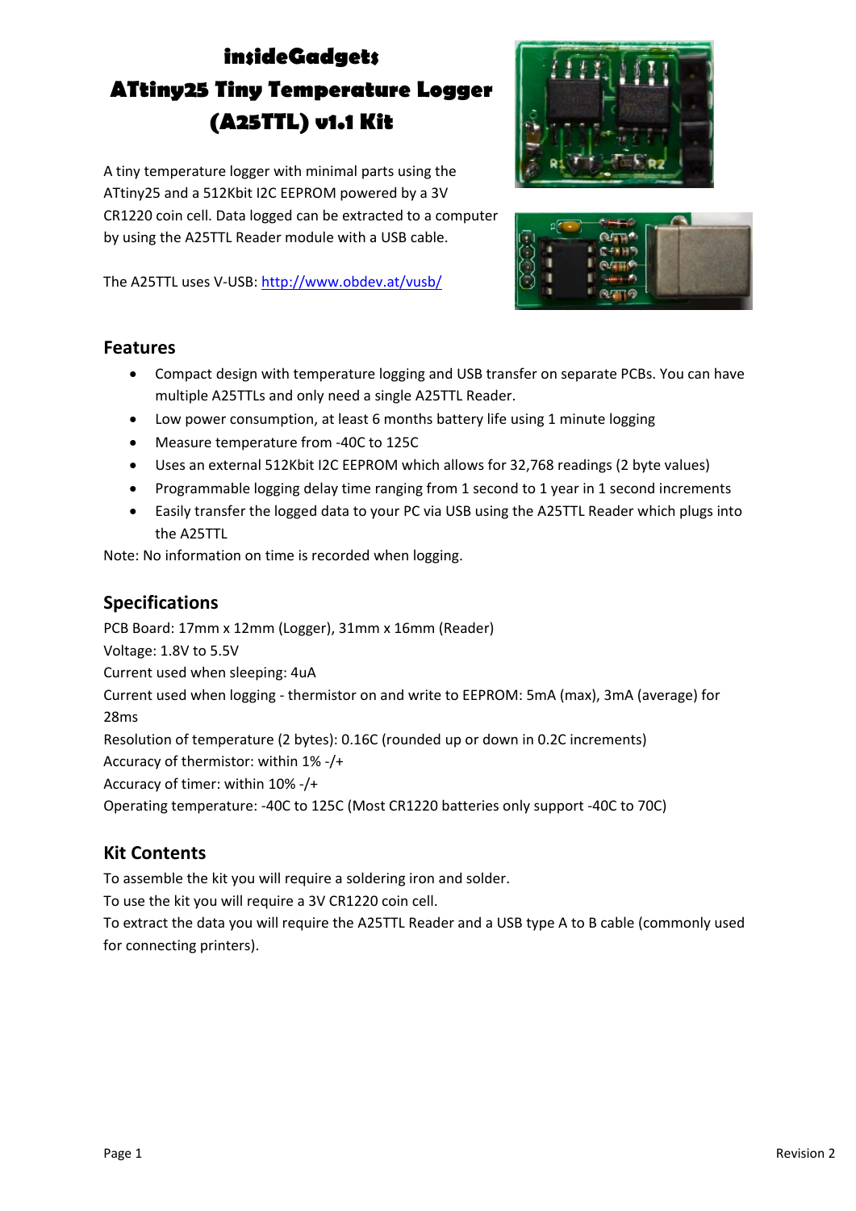# insideGadgets ATtiny25 Tiny Temperature Logger (A25TTL) v1.1 Kit

A tiny temperature logger with minimal parts using the ATtiny25 and a 512Kbit I2C EEPROM powered by a 3V CR1220 coin cell. Data logged can be extracted to a computer by using the A25TTL Reader module with a USB cable.

The A25TTL uses V-USB: [http://www.obdev.at/vusb/](http://www.obdev.at/vusb/)

## Features

- Compact design with temperature logging and USB transfer on separate PCBs. You can have multiple A25TTLs and only need a single A25TTL Reader.
- Low power consumption, at least 6 months battery life using 1 minute logging
- Measure temperature from -40C to 125C
- Uses an external 512Kbit I2C EEPROM which allows for 32,768 readings (2 byte values)
- Programmable logging delay time ranging from 1 second to 1 year in 1 second increments
- Easily transfer the logged data to your PC via USB using the A25TTL Reader which plugs into the A25TTL

Note: No information on time is recorded when logging.

## Specifications

PCB Board: 17mm x 12mm (Logger), 31mm x 16mm (Reader)
Voltage: 1.8V to 5.5V
Current used when sleeping: 4uA
Current used when logging - thermistor on and write to EEPROM: 5mA (max), 3mA (average) for 28ms
Resolution of temperature (2 bytes): 0.16C (rounded up or down in 0.2C increments)
Accuracy of thermistor: within 1% -/+
Accuracy of timer: within 10% -/+
Operating temperature: -40C to 125C (Most CR1220 batteries only support -40C to 70C)

## Kit Contents

To assemble the kit you will require a soldering iron and solder.
To use the kit you will require a 3V CR1220 coin cell.
To extract the data you will require the A25TTL Reader and a USB type A to B cable (commonly used for connecting printers).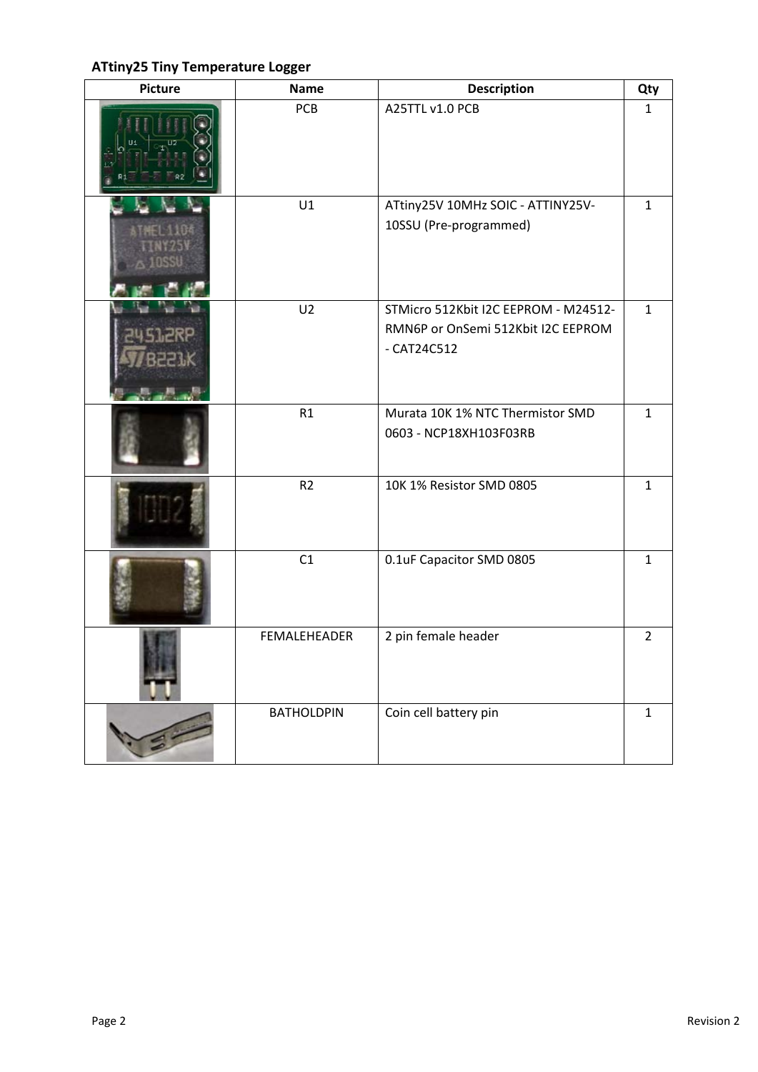**ATtiny25 Tiny Temperature Logger**

| Picture | Name | Description | Qty |
|---|---|---|---|
| | PCB | A25TTL v1.0 PCB | 1 |
| | U1 | ATtiny25V 10MHz SOIC - ATTINY25V-10SSU (Pre-programmed) | 1 |
| | U2 | STMicro 512Kbit I2C EEPROM - M24512-RMN6P or OnSemi 512Kbit I2C EEPROM - CAT24C512 | 1 |
| | R1 | Murata 10K 1% NTC Thermistor SMD 0603 - NCP18XH103F03RB | 1 |
| | R2 | 10K 1% Resistor SMD 0805 | 1 |
| | C1 | 0.1uF Capacitor SMD 0805 | 1 |
| | FEMALEHEADER | 2 pin female header | 2 |
| | BATHOLDPIN | Coin cell battery pin | 1 |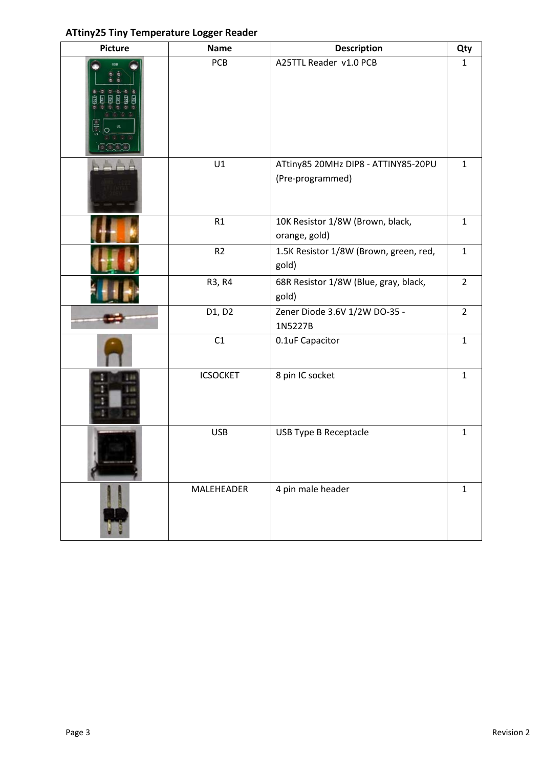**ATtiny25 Tiny Temperature Logger Reader**

| Picture | Name | Description | Qty |
|---|---|---|---|
| | PCB | A25TTL Reader  v1.0 PCB | 1 |
| | U1 | ATtiny85 20MHz DIP8 - ATTINY85-20PU (Pre-programmed) | 1 |
| | R1 | 10K Resistor 1/8W (Brown, black, orange, gold) | 1 |
| | R2 | 1.5K Resistor 1/8W (Brown, green, red, gold) | 1 |
| | R3, R4 | 68R Resistor 1/8W (Blue, gray, black, gold) | 2 |
| | D1, D2 | Zener Diode 3.6V 1/2W DO-35 - 1N5227B | 2 |
| | C1 | 0.1uF Capacitor | 1 |
| | ICSOCKET | 8 pin IC socket | 1 |
| | USB | USB Type B Receptacle | 1 |
| | MALEHEADER | 4 pin male header | 1 |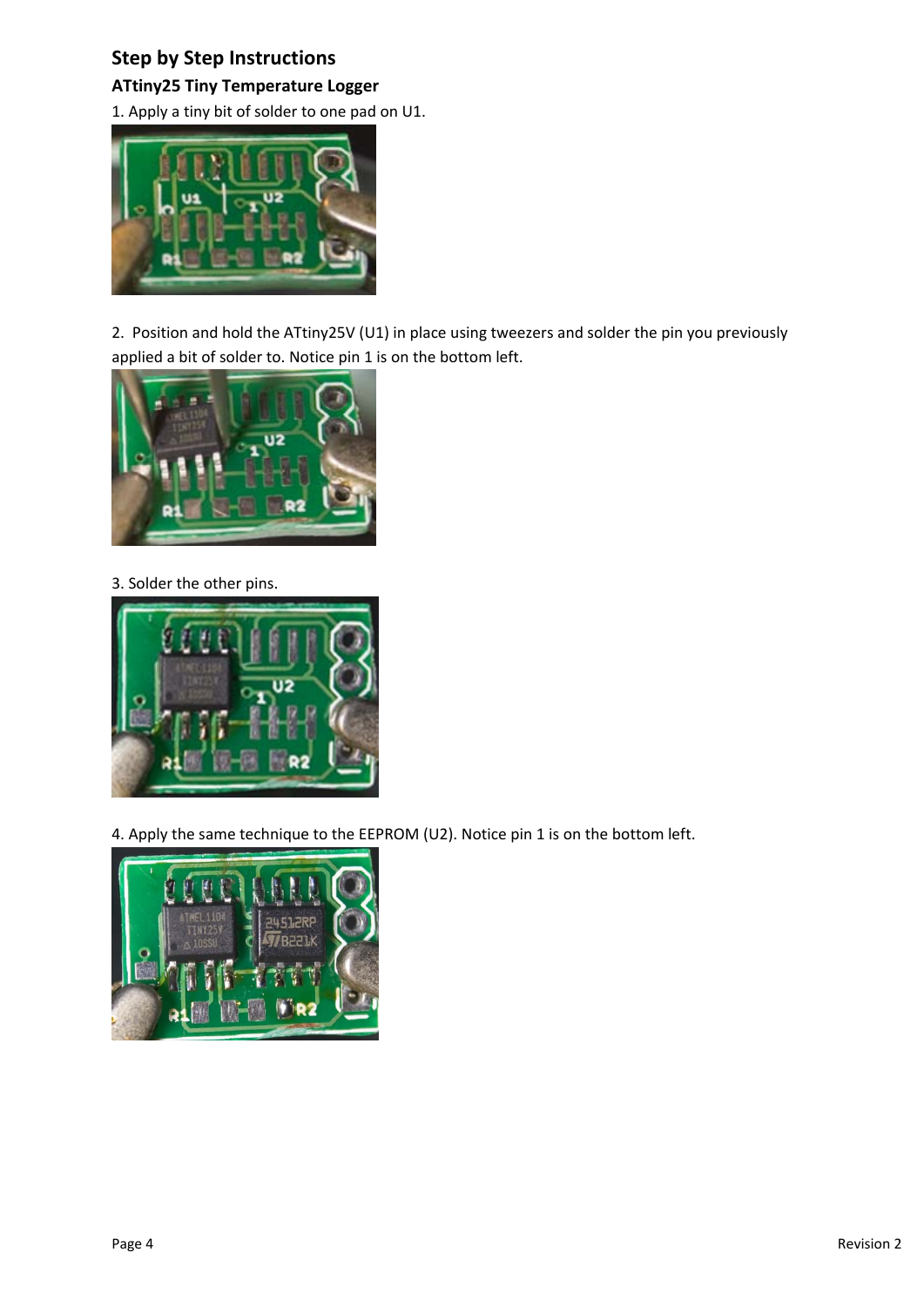## Step by Step Instructions

### ATtiny25 Tiny Temperature Logger

1. Apply a tiny bit of solder to one pad on U1.

2. Position and hold the ATtiny25V (U1) in place using tweezers and solder the pin you previously applied a bit of solder to. Notice pin 1 is on the bottom left.

3. Solder the other pins.

4. Apply the same technique to the EEPROM (U2). Notice pin 1 is on the bottom left.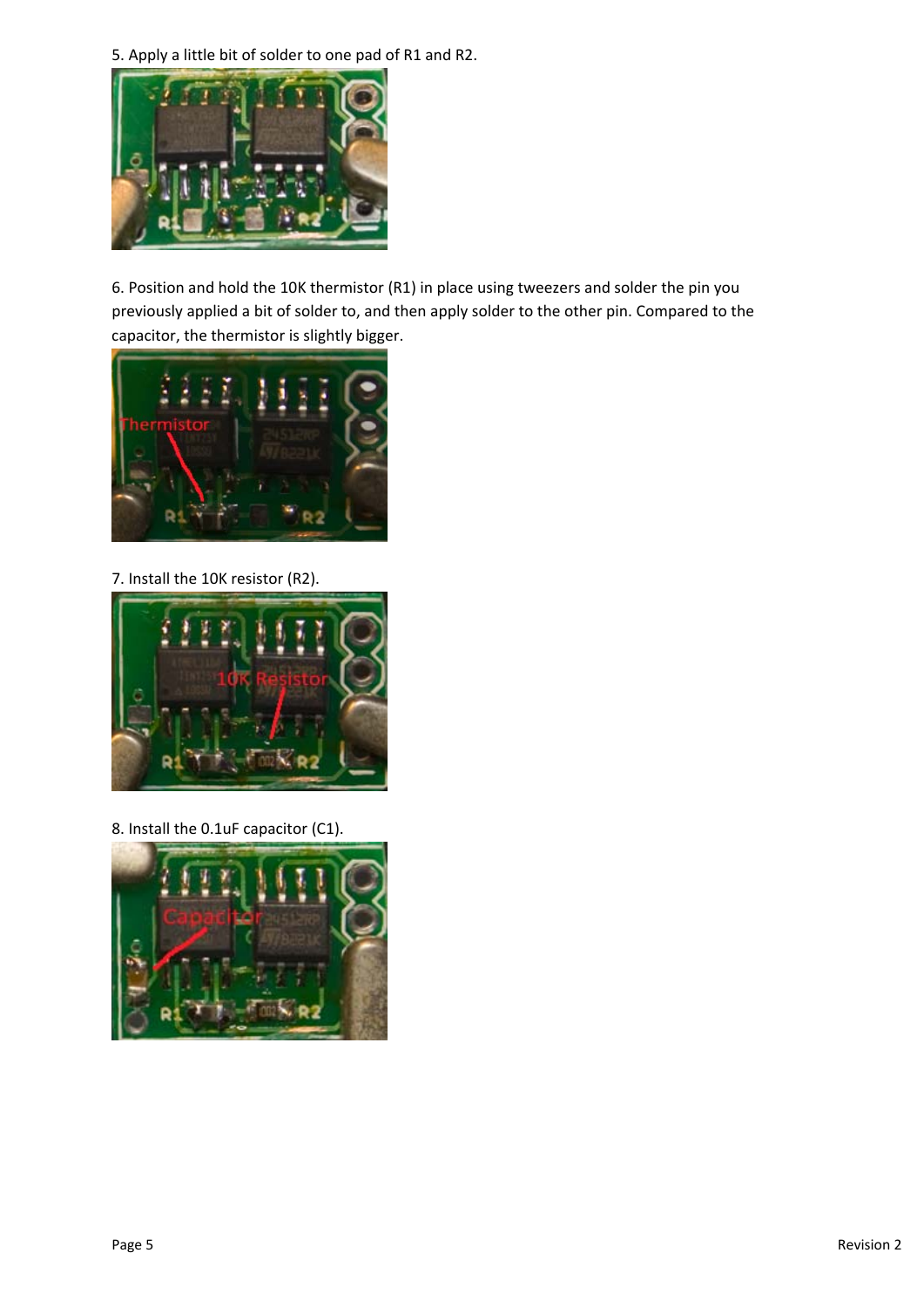5. Apply a little bit of solder to one pad of R1 and R2.

6. Position and hold the 10K thermistor (R1) in place using tweezers and solder the pin you previously applied a bit of solder to, and then apply solder to the other pin. Compared to the capacitor, the thermistor is slightly bigger.

7. Install the 10K resistor (R2).

8. Install the 0.1uF capacitor (C1).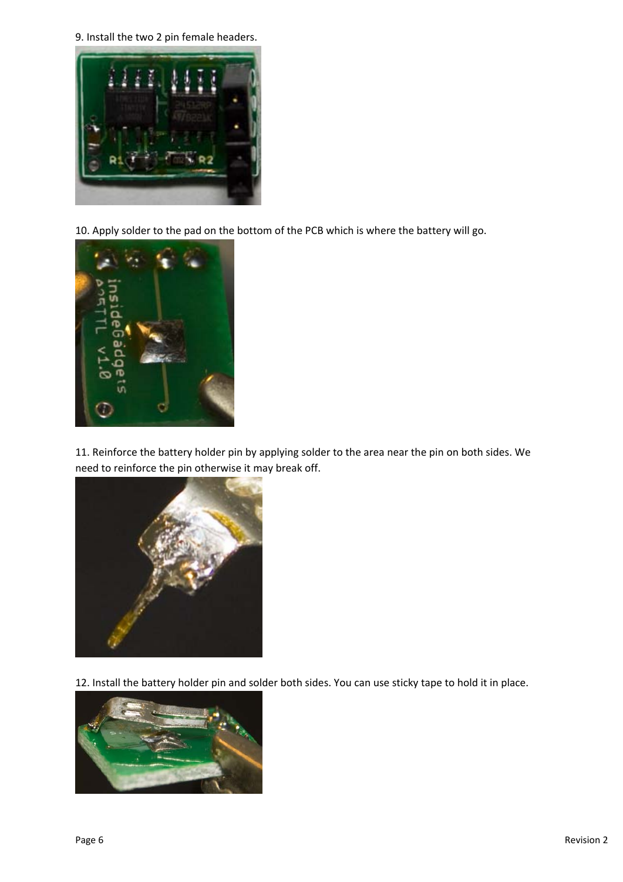9. Install the two 2 pin female headers.

10. Apply solder to the pad on the bottom of the PCB which is where the battery will go.

11. Reinforce the battery holder pin by applying solder to the area near the pin on both sides. We need to reinforce the pin otherwise it may break off.

12. Install the battery holder pin and solder both sides. You can use sticky tape to hold it in place.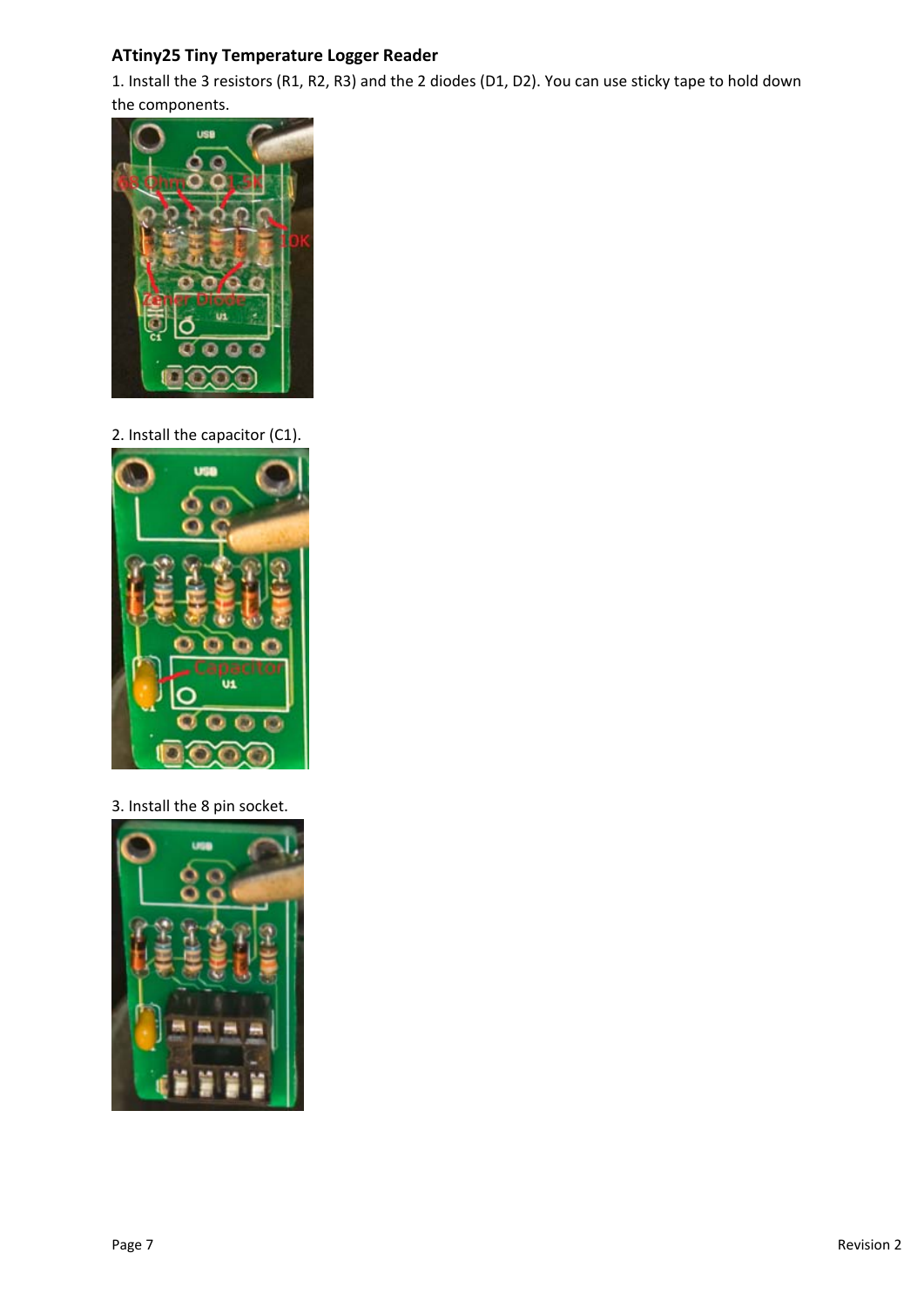**ATtiny25 Tiny Temperature Logger Reader**

1. Install the 3 resistors (R1, R2, R3) and the 2 diodes (D1, D2). You can use sticky tape to hold down the components.

2. Install the capacitor (C1).

3. Install the 8 pin socket.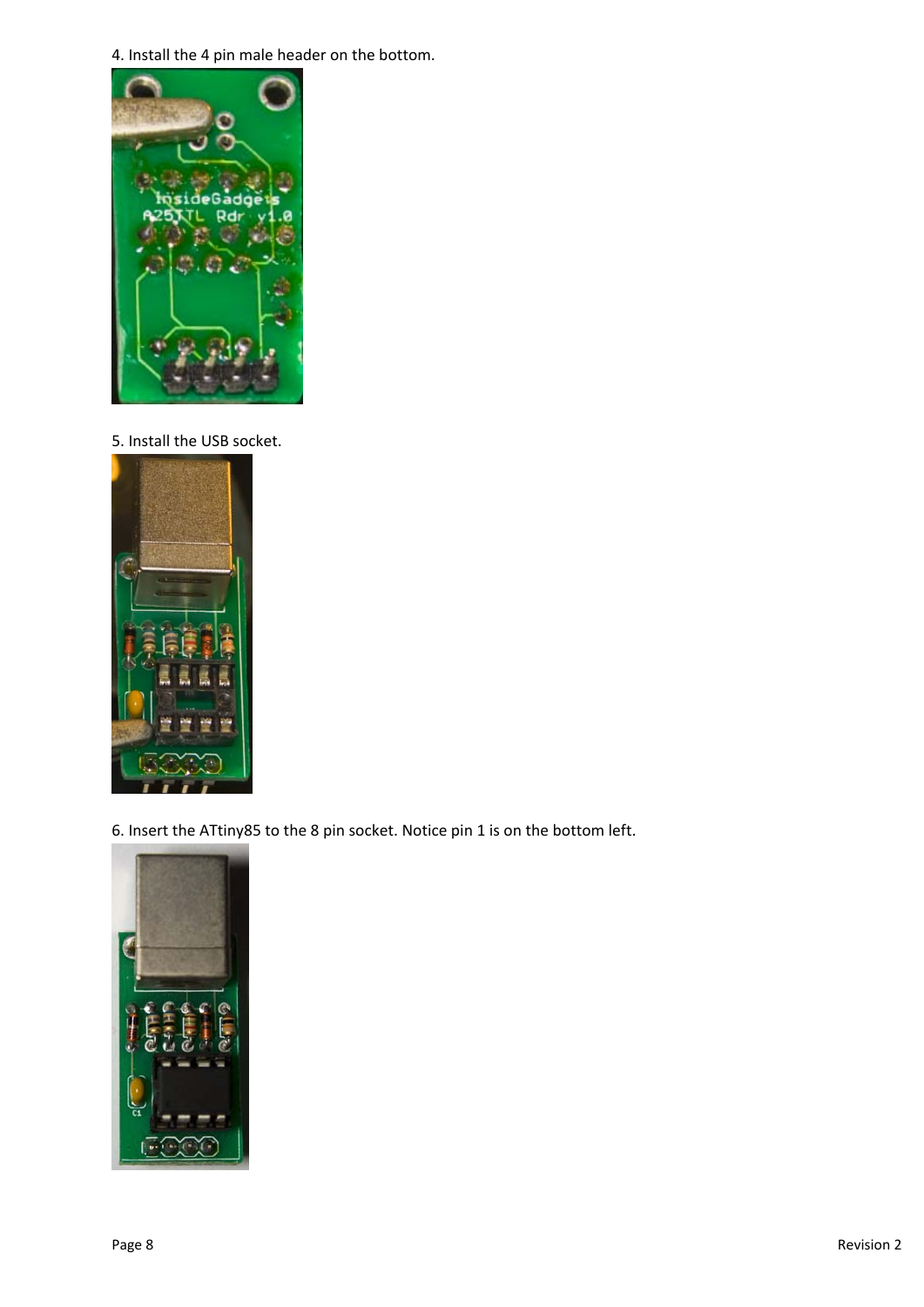4. Install the 4 pin male header on the bottom.

5. Install the USB socket.

6. Insert the ATtiny85 to the 8 pin socket. Notice pin 1 is on the bottom left.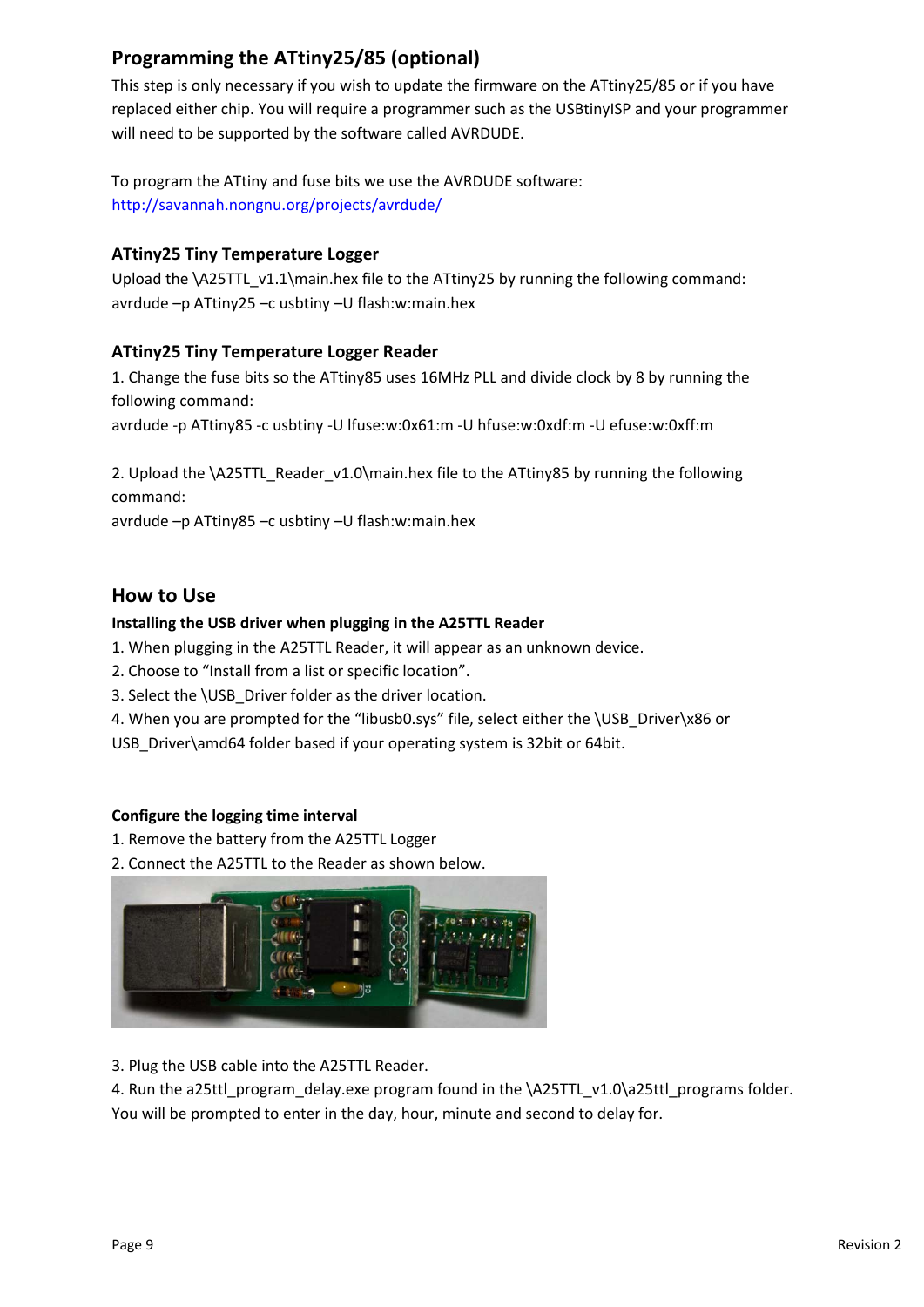## Programming the ATtiny25/85 (optional)

This step is only necessary if you wish to update the firmware on the ATtiny25/85 or if you have replaced either chip. You will require a programmer such as the USBtinyISP and your programmer will need to be supported by the software called AVRDUDE.

To program the ATtiny and fuse bits we use the AVRDUDE software:
http://savannah.nongnu.org/projects/avrdude/

### ATtiny25 Tiny Temperature Logger

Upload the \A25TTL_v1.1\main.hex file to the ATtiny25 by running the following command:
avrdude –p ATtiny25 –c usbtiny –U flash:w:main.hex

### ATtiny25 Tiny Temperature Logger Reader

1. Change the fuse bits so the ATtiny85 uses 16MHz PLL and divide clock by 8 by running the following command:
avrdude -p ATtiny85 -c usbtiny -U lfuse:w:0x61:m -U hfuse:w:0xdf:m -U efuse:w:0xff:m

2. Upload the \A25TTL_Reader_v1.0\main.hex file to the ATtiny85 by running the following command:
avrdude –p ATtiny85 –c usbtiny –U flash:w:main.hex

## How to Use

**Installing the USB driver when plugging in the A25TTL Reader**

1. When plugging in the A25TTL Reader, it will appear as an unknown device.
2. Choose to "Install from a list or specific location".
3. Select the \USB_Driver folder as the driver location.
4. When you are prompted for the "libusb0.sys" file, select either the \USB_Driver\x86 or USB_Driver\amd64 folder based if your operating system is 32bit or 64bit.

**Configure the logging time interval**

1. Remove the battery from the A25TTL Logger
2. Connect the A25TTL to the Reader as shown below.

3. Plug the USB cable into the A25TTL Reader.
4. Run the a25ttl_program_delay.exe program found in the \A25TTL_v1.0\a25ttl_programs folder. You will be prompted to enter in the day, hour, minute and second to delay for.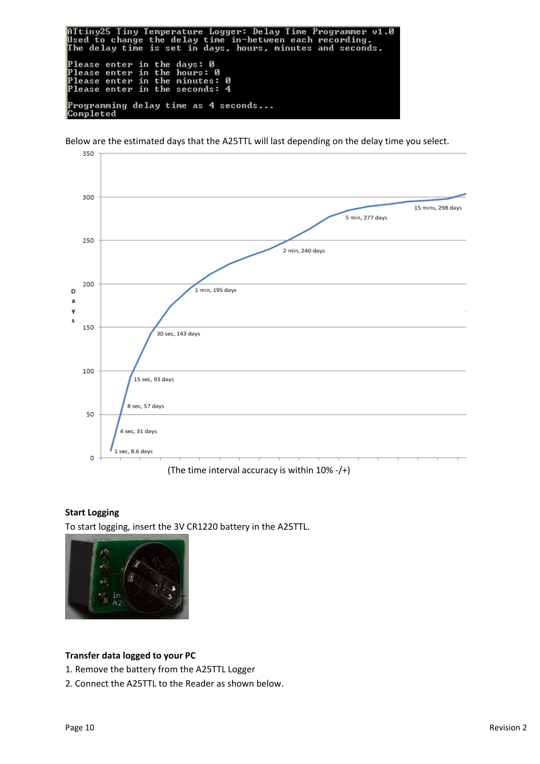```
ATtiny25 Tiny Temperature Logger: Delay Time Programmer v1.0
Used to change the delay time in-between each recording.
The delay time is set in days, hours, minutes and seconds.

Please enter in the days: 0
Please enter in the hours: 0
Please enter in the minutes: 0
Please enter in the seconds: 4

Programming delay time as 4 seconds...
Completed
```

Below are the estimated days that the A25TTL will last depending on the delay time you select.

| Delay time | Days |
|---|---|
| 1 sec | 8.6 days |
| 4 sec | 31 days |
| 8 sec | 57 days |
| 15 sec | 93 days |
| 30 sec | 143 days |
| 1 min | 195 days |
| 2 min | 240 days |
| 5 min | 277 days |
| 15 mins | 298 days |

(The time interval accuracy is within 10% -/+)

**Start Logging**

To start logging, insert the 3V CR1220 battery in the A25TTL.

**Transfer data logged to your PC**

1. Remove the battery from the A25TTL Logger
2. Connect the A25TTL to the Reader as shown below.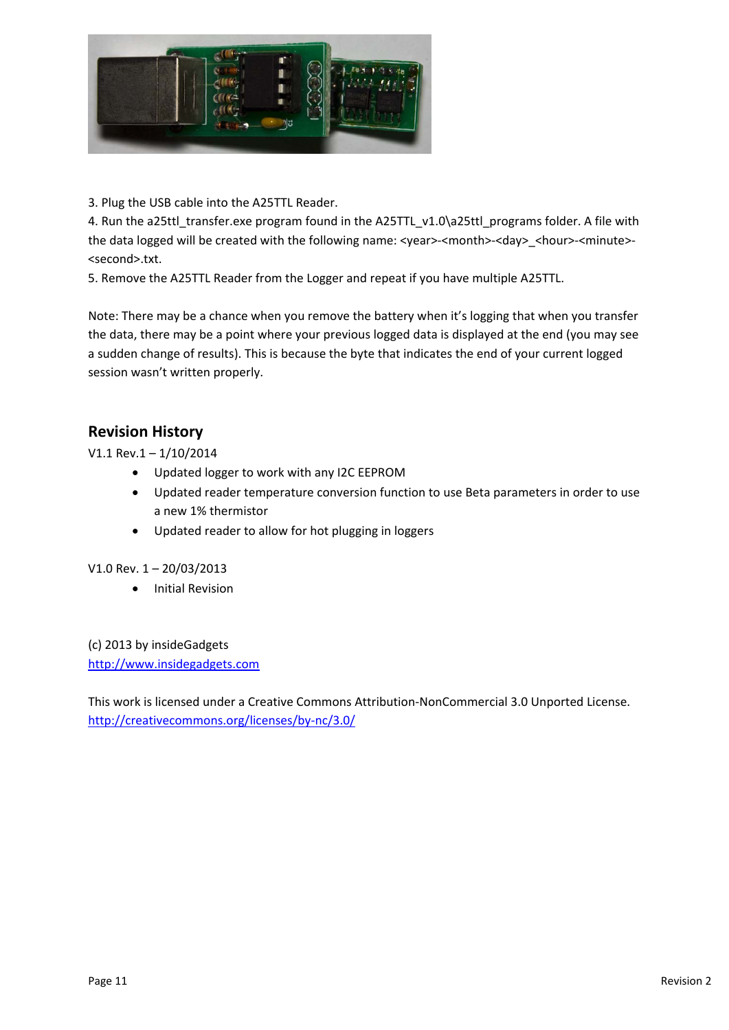3. Plug the USB cable into the A25TTL Reader.
4. Run the a25ttl_transfer.exe program found in the A25TTL_v1.0\a25ttl_programs folder. A file with the data logged will be created with the following name: <year>-<month>-<day>_<hour>-<minute>-<second>.txt.
5. Remove the A25TTL Reader from the Logger and repeat if you have multiple A25TTL.

Note: There may be a chance when you remove the battery when it's logging that when you transfer the data, there may be a point where your previous logged data is displayed at the end (you may see a sudden change of results). This is because the byte that indicates the end of your current logged session wasn't written properly.

## Revision History

V1.1 Rev.1 – 1/10/2014

- Updated logger to work with any I2C EEPROM
- Updated reader temperature conversion function to use Beta parameters in order to use a new 1% thermistor
- Updated reader to allow for hot plugging in loggers

V1.0 Rev. 1 – 20/03/2013

- Initial Revision

(c) 2013 by insideGadgets
http://www.insidegadgets.com

This work is licensed under a Creative Commons Attribution-NonCommercial 3.0 Unported License.
http://creativecommons.org/licenses/by-nc/3.0/